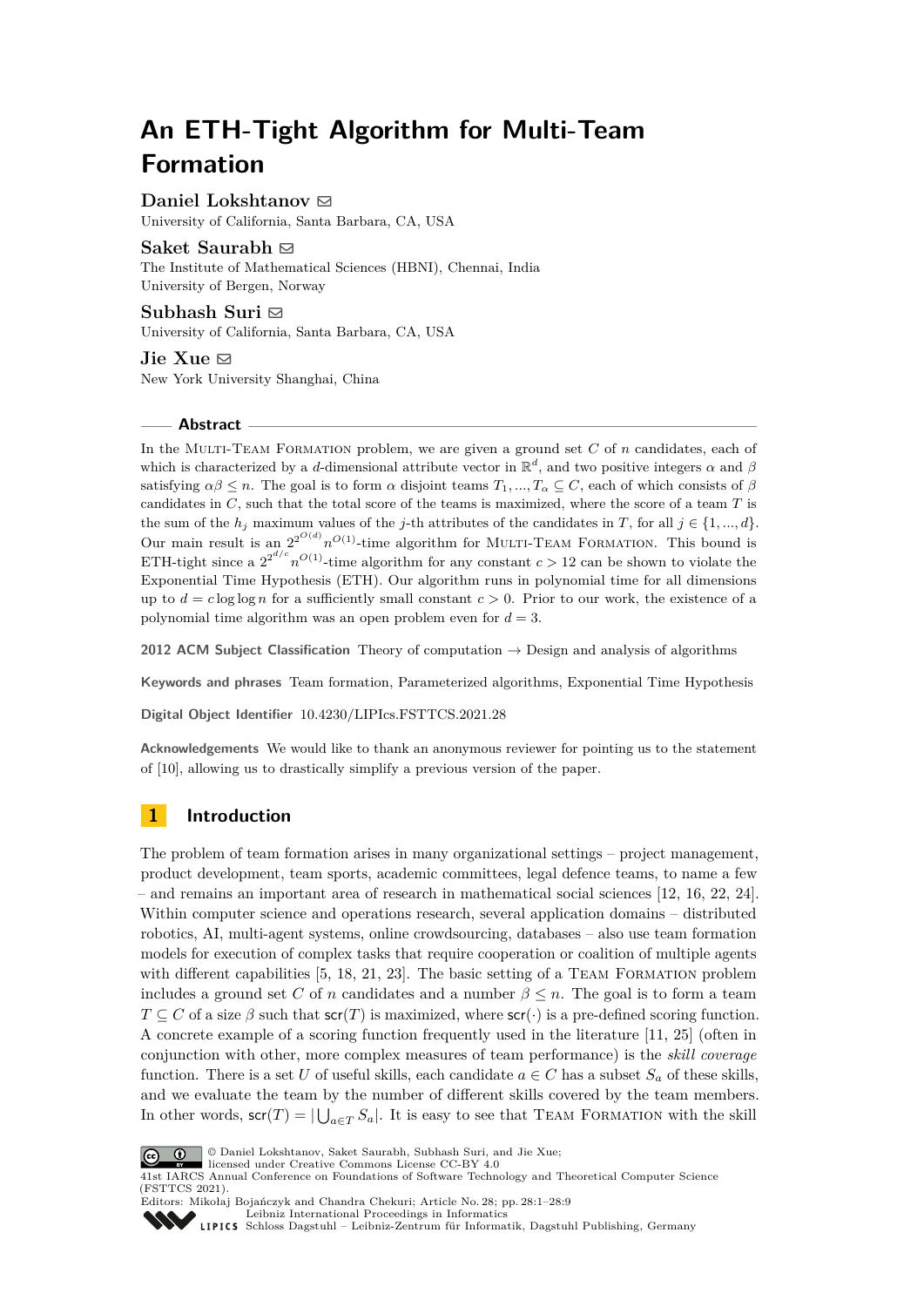# An ETH-Tight Algorithm for Multi-Team Formation

**Daniel Lokshtanov**
University of California, Santa Barbara, CA, USA

**Saket Saurabh**
The Institute of Mathematical Sciences (HBNI), Chennai, India
University of Bergen, Norway

**Subhash Suri**
University of California, Santa Barbara, CA, USA

**Jie Xue**
New York University Shanghai, China

## Abstract

In the Multi-Team Formation problem, we are given a ground set $C$ of $n$ candidates, each of which is characterized by a $d$-dimensional attribute vector in $\mathbb{R}^d$, and two positive integers $\alpha$ and $\beta$ satisfying $\alpha\beta \leq n$. The goal is to form $\alpha$ disjoint teams $T_1, ..., T_\alpha \subseteq C$, each of which consists of $\beta$ candidates in $C$, such that the total score of the teams is maximized, where the score of a team $T$ is the sum of the $h_j$ maximum values of the $j$-th attributes of the candidates in $T$, for all $j \in \{1, ..., d\}$. Our main result is an $2^{2^{O(d)}} n^{O(1)}$-time algorithm for Multi-Team Formation. This bound is ETH-tight since a $2^{2^{d/c}} n^{O(1)}$-time algorithm for any constant $c > 12$ can be shown to violate the Exponential Time Hypothesis (ETH). Our algorithm runs in polynomial time for all dimensions up to $d = c \log \log n$ for a sufficiently small constant $c > 0$. Prior to our work, the existence of a polynomial time algorithm was an open problem even for $d = 3$.

**2012 ACM Subject Classification** Theory of computation → Design and analysis of algorithms

**Keywords and phrases** Team formation, Parameterized algorithms, Exponential Time Hypothesis

**Digital Object Identifier** 10.4230/LIPIcs.FSTTCS.2021.28

**Acknowledgements** We would like to thank an anonymous reviewer for pointing us to the statement of [10], allowing us to drastically simplify a previous version of the paper.

## 1 Introduction

The problem of team formation arises in many organizational settings – project management, product development, team sports, academic committees, legal defence teams, to name a few – and remains an important area of research in mathematical social sciences [12, 16, 22, 24]. Within computer science and operations research, several application domains – distributed robotics, AI, multi-agent systems, online crowdsourcing, databases – also use team formation models for execution of complex tasks that require cooperation or coalition of multiple agents with different capabilities [5, 18, 21, 23]. The basic setting of a Team Formation problem includes a ground set $C$ of $n$ candidates and a number $\beta \leq n$. The goal is to form a team $T \subseteq C$ of a size $\beta$ such that $\mathsf{scr}(T)$ is maximized, where $\mathsf{scr}(\cdot)$ is a pre-defined scoring function. A concrete example of a scoring function frequently used in the literature [11, 25] (often in conjunction with other, more complex measures of team performance) is the *skill coverage* function. There is a set $U$ of useful skills, each candidate $a \in C$ has a subset $S_a$ of these skills, and we evaluate the team by the number of different skills covered by the team members. In other words, $\mathsf{scr}(T) = |\bigcup_{a \in T} S_a|$. It is easy to see that Team Formation with the skill

© Daniel Lokshtanov, Saket Saurabh, Subhash Suri, and Jie Xue;
licensed under Creative Commons License CC-BY 4.0
41st IARCS Annual Conference on Foundations of Software Technology and Theoretical Computer Science (FSTTCS 2021).
Editors: Mikołaj Bojańczyk and Chandra Chekuri; Article No. 28; pp. 28:1–28:9
Leibniz International Proceedings in Informatics
Schloss Dagstuhl – Leibniz-Zentrum für Informatik, Dagstuhl Publishing, Germany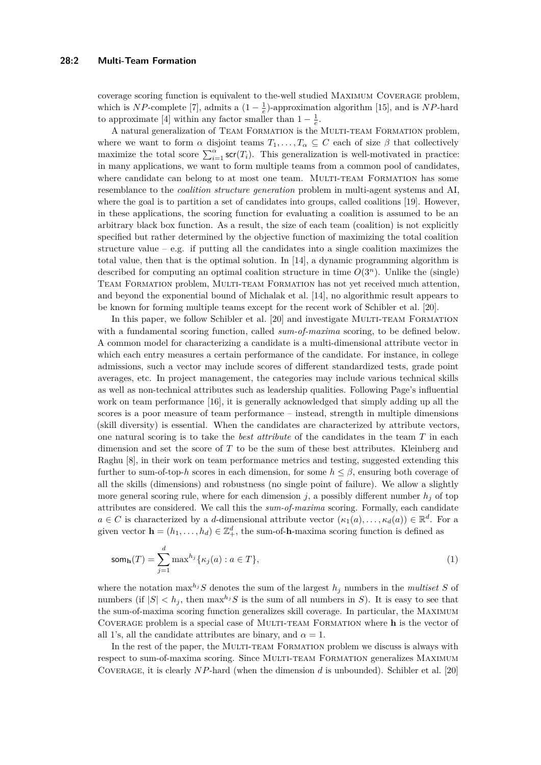coverage scoring function is equivalent to the-well studied Maximum Coverage problem, which is $NP$-complete [7], admits a $(1 - \frac{1}{e})$-approximation algorithm [15], and is $NP$-hard to approximate [4] within any factor smaller than $1 - \frac{1}{e}$.

A natural generalization of Team Formation is the Multi-team Formation problem, where we want to form $\alpha$ disjoint teams $T_1, \ldots, T_\alpha \subseteq C$ each of size $\beta$ that collectively maximize the total score $\sum_{i=1}^{\alpha} \mathsf{scr}(T_i)$. This generalization is well-motivated in practice: in many applications, we want to form multiple teams from a common pool of candidates, where candidate can belong to at most one team. Multi-team Formation has some resemblance to the *coalition structure generation* problem in multi-agent systems and AI, where the goal is to partition a set of candidates into groups, called coalitions [19]. However, in these applications, the scoring function for evaluating a coalition is assumed to be an arbitrary black box function. As a result, the size of each team (coalition) is not explicitly specified but rather determined by the objective function of maximizing the total coalition structure value – e.g. if putting all the candidates into a single coalition maximizes the total value, then that is the optimal solution. In [14], a dynamic programming algorithm is described for computing an optimal coalition structure in time $O(3^n)$. Unlike the (single) Team Formation problem, Multi-team Formation has not yet received much attention, and beyond the exponential bound of Michalak et al. [14], no algorithmic result appears to be known for forming multiple teams except for the recent work of Schibler et al. [20].

In this paper, we follow Schibler et al. [20] and investigate Multi-team Formation with a fundamental scoring function, called *sum-of-maxima* scoring, to be defined below. A common model for characterizing a candidate is a multi-dimensional attribute vector in which each entry measures a certain performance of the candidate. For instance, in college admissions, such a vector may include scores of different standardized tests, grade point averages, etc. In project management, the categories may include various technical skills as well as non-technical attributes such as leadership qualities. Following Page's influential work on team performance [16], it is generally acknowledged that simply adding up all the scores is a poor measure of team performance – instead, strength in multiple dimensions (skill diversity) is essential. When the candidates are characterized by attribute vectors, one natural scoring is to take the *best attribute* of the candidates in the team $T$ in each dimension and set the score of $T$ to be the sum of these best attributes. Kleinberg and Raghu [8], in their work on team performance metrics and testing, suggested extending this further to sum-of-top-$h$ scores in each dimension, for some $h \leq \beta$, ensuring both coverage of all the skills (dimensions) and robustness (no single point of failure). We allow a slightly more general scoring rule, where for each dimension $j$, a possibly different number $h_j$ of top attributes are considered. We call this the *sum-of-maxima* scoring. Formally, each candidate $a \in C$ is characterized by a $d$-dimensional attribute vector $(\kappa_1(a), \ldots, \kappa_d(a)) \in \mathbb{R}^d$. For a given vector $\mathbf{h} = (h_1, \ldots, h_d) \in \mathbb{Z}_+^d$, the sum-of-$\mathbf{h}$-maxima scoring function is defined as

$$\mathsf{som}_{\mathbf{h}}(T) = \sum_{j=1}^{d} \max{}^{h_j} \{\kappa_j(a) : a \in T\}, \tag{1}$$

where the notation $\max^{h_j} S$ denotes the sum of the largest $h_j$ numbers in the *multiset* $S$ of numbers (if $|S| < h_j$, then $\max^{h_j} S$ is the sum of all numbers in $S$). It is easy to see that the sum-of-maxima scoring function generalizes skill coverage. In particular, the Maximum Coverage problem is a special case of Multi-team Formation where $\mathbf{h}$ is the vector of all 1's, all the candidate attributes are binary, and $\alpha = 1$.

In the rest of the paper, the Multi-team Formation problem we discuss is always with respect to sum-of-maxima scoring. Since Multi-team Formation generalizes Maximum Coverage, it is clearly $NP$-hard (when the dimension $d$ is unbounded). Schibler et al. [20]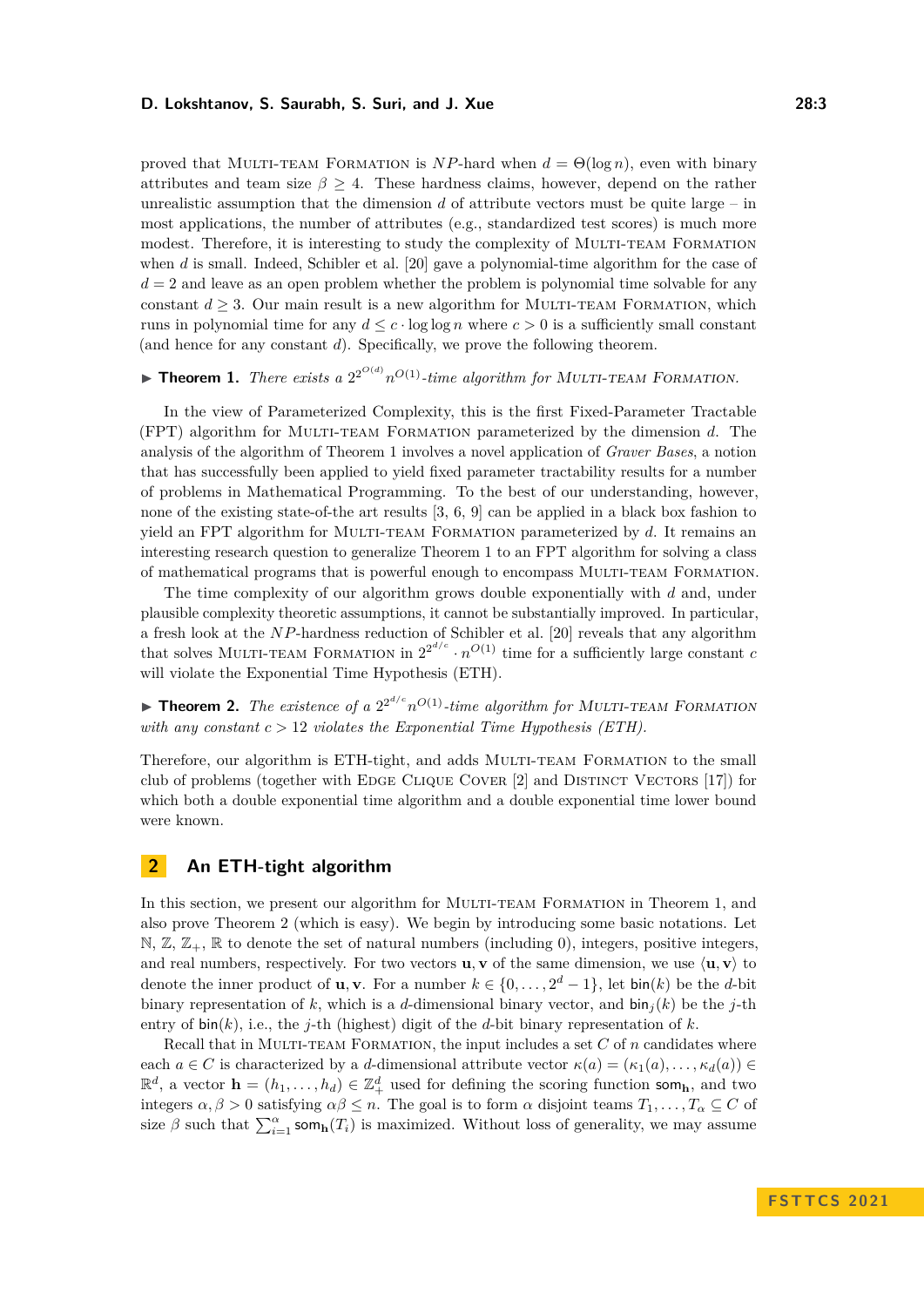proved that Multi-team Formation is $NP$-hard when $d = \Theta(\log n)$, even with binary attributes and team size $\beta \geq 4$. These hardness claims, however, depend on the rather unrealistic assumption that the dimension $d$ of attribute vectors must be quite large – in most applications, the number of attributes (e.g., standardized test scores) is much more modest. Therefore, it is interesting to study the complexity of Multi-team Formation when $d$ is small. Indeed, Schibler et al. [20] gave a polynomial-time algorithm for the case of $d = 2$ and leave as an open problem whether the problem is polynomial time solvable for any constant $d \geq 3$. Our main result is a new algorithm for Multi-team Formation, which runs in polynomial time for any $d \leq c \cdot \log \log n$ where $c > 0$ is a sufficiently small constant (and hence for any constant $d$). Specifically, we prove the following theorem.

▶ **Theorem 1.** *There exists a $2^{2^{O(d)}} n^{O(1)}$-time algorithm for Multi-team Formation.*

In the view of Parameterized Complexity, this is the first Fixed-Parameter Tractable (FPT) algorithm for Multi-team Formation parameterized by the dimension $d$. The analysis of the algorithm of Theorem 1 involves a novel application of *Graver Bases*, a notion that has successfully been applied to yield fixed parameter tractability results for a number of problems in Mathematical Programming. To the best of our understanding, however, none of the existing state-of-the art results [3, 6, 9] can be applied in a black box fashion to yield an FPT algorithm for Multi-team Formation parameterized by $d$. It remains an interesting research question to generalize Theorem 1 to an FPT algorithm for solving a class of mathematical programs that is powerful enough to encompass Multi-team Formation.

The time complexity of our algorithm grows double exponentially with $d$ and, under plausible complexity theoretic assumptions, it cannot be substantially improved. In particular, a fresh look at the $NP$-hardness reduction of Schibler et al. [20] reveals that any algorithm that solves Multi-team Formation in $2^{2^{d/c}} \cdot n^{O(1)}$ time for a sufficiently large constant $c$ will violate the Exponential Time Hypothesis (ETH).

▶ **Theorem 2.** *The existence of a $2^{2^{d/c}} n^{O(1)}$-time algorithm for Multi-team Formation with any constant $c > 12$ violates the Exponential Time Hypothesis (ETH).*

Therefore, our algorithm is ETH-tight, and adds Multi-team Formation to the small club of problems (together with Edge Clique Cover [2] and Distinct Vectors [17]) for which both a double exponential time algorithm and a double exponential time lower bound were known.

## 2 An ETH-tight algorithm

In this section, we present our algorithm for Multi-team Formation in Theorem 1, and also prove Theorem 2 (which is easy). We begin by introducing some basic notations. Let $\mathbb{N}$, $\mathbb{Z}$, $\mathbb{Z}_+$, $\mathbb{R}$ to denote the set of natural numbers (including 0), integers, positive integers, and real numbers, respectively. For two vectors $\mathbf{u}, \mathbf{v}$ of the same dimension, we use $\langle \mathbf{u}, \mathbf{v} \rangle$ to denote the inner product of $\mathbf{u}, \mathbf{v}$. For a number $k \in \{0, \ldots, 2^d - 1\}$, let $\mathsf{bin}(k)$ be the $d$-bit binary representation of $k$, which is a $d$-dimensional binary vector, and $\mathsf{bin}_j(k)$ be the $j$-th entry of $\mathsf{bin}(k)$, i.e., the $j$-th (highest) digit of the $d$-bit binary representation of $k$.

Recall that in Multi-team Formation, the input includes a set $C$ of $n$ candidates where each $a \in C$ is characterized by a $d$-dimensional attribute vector $\kappa(a) = (\kappa_1(a), \ldots, \kappa_d(a)) \in \mathbb{R}^d$, a vector $\mathbf{h} = (h_1, \ldots, h_d) \in \mathbb{Z}_+^d$ used for defining the scoring function $\mathsf{som}_\mathbf{h}$, and two integers $\alpha, \beta > 0$ satisfying $\alpha\beta \leq n$. The goal is to form $\alpha$ disjoint teams $T_1, \ldots, T_\alpha \subseteq C$ of size $\beta$ such that $\sum_{i=1}^{\alpha} \mathsf{som}_\mathbf{h}(T_i)$ is maximized. Without loss of generality, we may assume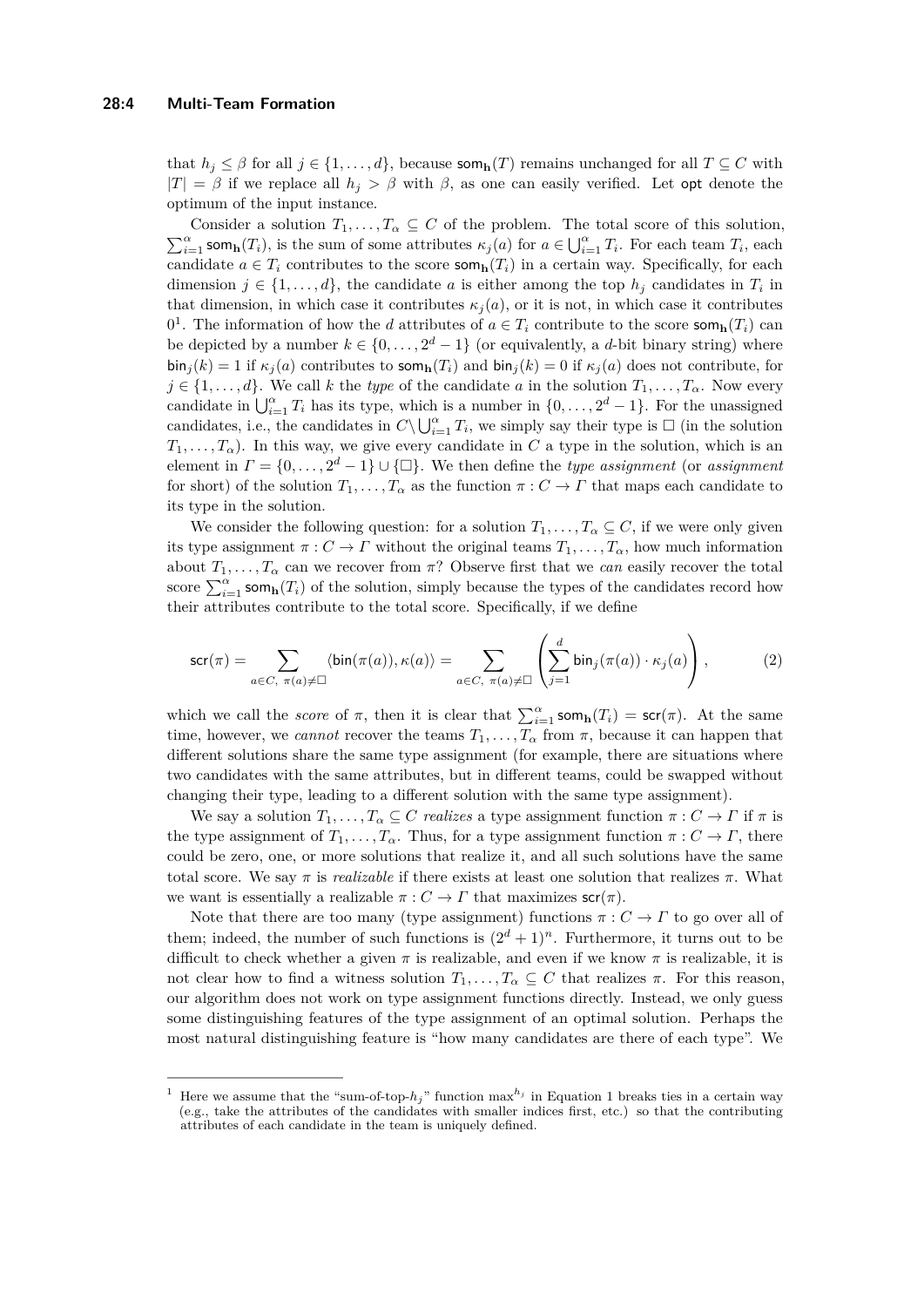that $h_j \le \beta$ for all $j \in \{1,\dots,d\}$, because $\mathsf{som}_{\mathbf{h}}(T)$ remains unchanged for all $T \subseteq C$ with $|T| = \beta$ if we replace all $h_j > \beta$ with $\beta$, as one can easily verified. Let $\mathsf{opt}$ denote the optimum of the input instance.

Consider a solution $T_1,\dots,T_\alpha \subseteq C$ of the problem. The total score of this solution, $\sum_{i=1}^{\alpha} \mathsf{som}_{\mathbf{h}}(T_i)$, is the sum of some attributes $\kappa_j(a)$ for $a \in \bigcup_{i=1}^{\alpha} T_i$. For each team $T_i$, each candidate $a \in T_i$ contributes to the score $\mathsf{som}_{\mathbf{h}}(T_i)$ in a certain way. Specifically, for each dimension $j \in \{1,\dots,d\}$, the candidate $a$ is either among the top $h_j$ candidates in $T_i$ in that dimension, in which case it contributes $\kappa_j(a)$, or it is not, in which case it contributes 0[1]. The information of how the $d$ attributes of $a \in T_i$ contribute to the score $\mathsf{som}_{\mathbf{h}}(T_i)$ can be depicted by a number $k \in \{0,\dots,2^d-1\}$ (or equivalently, a $d$-bit binary string) where $\mathsf{bin}_j(k) = 1$ if $\kappa_j(a)$ contributes to $\mathsf{som}_{\mathbf{h}}(T_i)$ and $\mathsf{bin}_j(k) = 0$ if $\kappa_j(a)$ does not contribute, for $j \in \{1,\dots,d\}$. We call $k$ the *type* of the candidate $a$ in the solution $T_1,\dots,T_\alpha$. Now every candidate in $\bigcup_{i=1}^{\alpha} T_i$ has its type, which is a number in $\{0,\dots,2^d-1\}$. For the unassigned candidates, i.e., the candidates in $C \setminus \bigcup_{i=1}^{\alpha} T_i$, we simply say their type is $\Box$ (in the solution $T_1,\dots,T_\alpha$). In this way, we give every candidate in $C$ a type in the solution, which is an element in $\Gamma = \{0,\dots,2^d-1\} \cup \{\Box\}$. We then define the *type assignment* (or *assignment* for short) of the solution $T_1,\dots,T_\alpha$ as the function $\pi : C \to \Gamma$ that maps each candidate to its type in the solution.

We consider the following question: for a solution $T_1,\dots,T_\alpha \subseteq C$, if we were only given its type assignment $\pi : C \to \Gamma$ without the original teams $T_1,\dots,T_\alpha$, how much information about $T_1,\dots,T_\alpha$ can we recover from $\pi$? Observe first that we *can* easily recover the total score $\sum_{i=1}^{\alpha} \mathsf{som}_{\mathbf{h}}(T_i)$ of the solution, simply because the types of the candidates record how their attributes contribute to the total score. Specifically, if we define

$$\mathsf{scr}(\pi) = \sum_{a \in C,\ \pi(a) \neq \Box} \langle \mathsf{bin}(\pi(a)), \kappa(a) \rangle = \sum_{a \in C,\ \pi(a) \neq \Box} \left( \sum_{j=1}^{d} \mathsf{bin}_j(\pi(a)) \cdot \kappa_j(a) \right), \tag{2}$$

which we call the *score* of $\pi$, then it is clear that $\sum_{i=1}^{\alpha} \mathsf{som}_{\mathbf{h}}(T_i) = \mathsf{scr}(\pi)$. At the same time, however, we *cannot* recover the teams $T_1,\dots,T_\alpha$ from $\pi$, because it can happen that different solutions share the same type assignment (for example, there are situations where two candidates with the same attributes, but in different teams, could be swapped without changing their type, leading to a different solution with the same type assignment).

We say a solution $T_1,\dots,T_\alpha \subseteq C$ *realizes* a type assignment function $\pi : C \to \Gamma$ if $\pi$ is the type assignment of $T_1,\dots,T_\alpha$. Thus, for a type assignment function $\pi : C \to \Gamma$, there could be zero, one, or more solutions that realize it, and all such solutions have the same total score. We say $\pi$ is *realizable* if there exists at least one solution that realizes $\pi$. What we want is essentially a realizable $\pi : C \to \Gamma$ that maximizes $\mathsf{scr}(\pi)$.

Note that there are too many (type assignment) functions $\pi : C \to \Gamma$ to go over all of them; indeed, the number of such functions is $(2^d+1)^n$. Furthermore, it turns out to be difficult to check whether a given $\pi$ is realizable, and even if we know $\pi$ is realizable, it is not clear how to find a witness solution $T_1,\dots,T_\alpha \subseteq C$ that realizes $\pi$. For this reason, our algorithm does not work on type assignment functions directly. Instead, we only guess some distinguishing features of the type assignment of an optimal solution. Perhaps the most natural distinguishing feature is "how many candidates are there of each type". We

[1] Here we assume that the "sum-of-top-$h_j$" function $\max^{h_j}$ in Equation 1 breaks ties in a certain way (e.g., take the attributes of the candidates with smaller indices first, etc.) so that the contributing attributes of each candidate in the team is uniquely defined.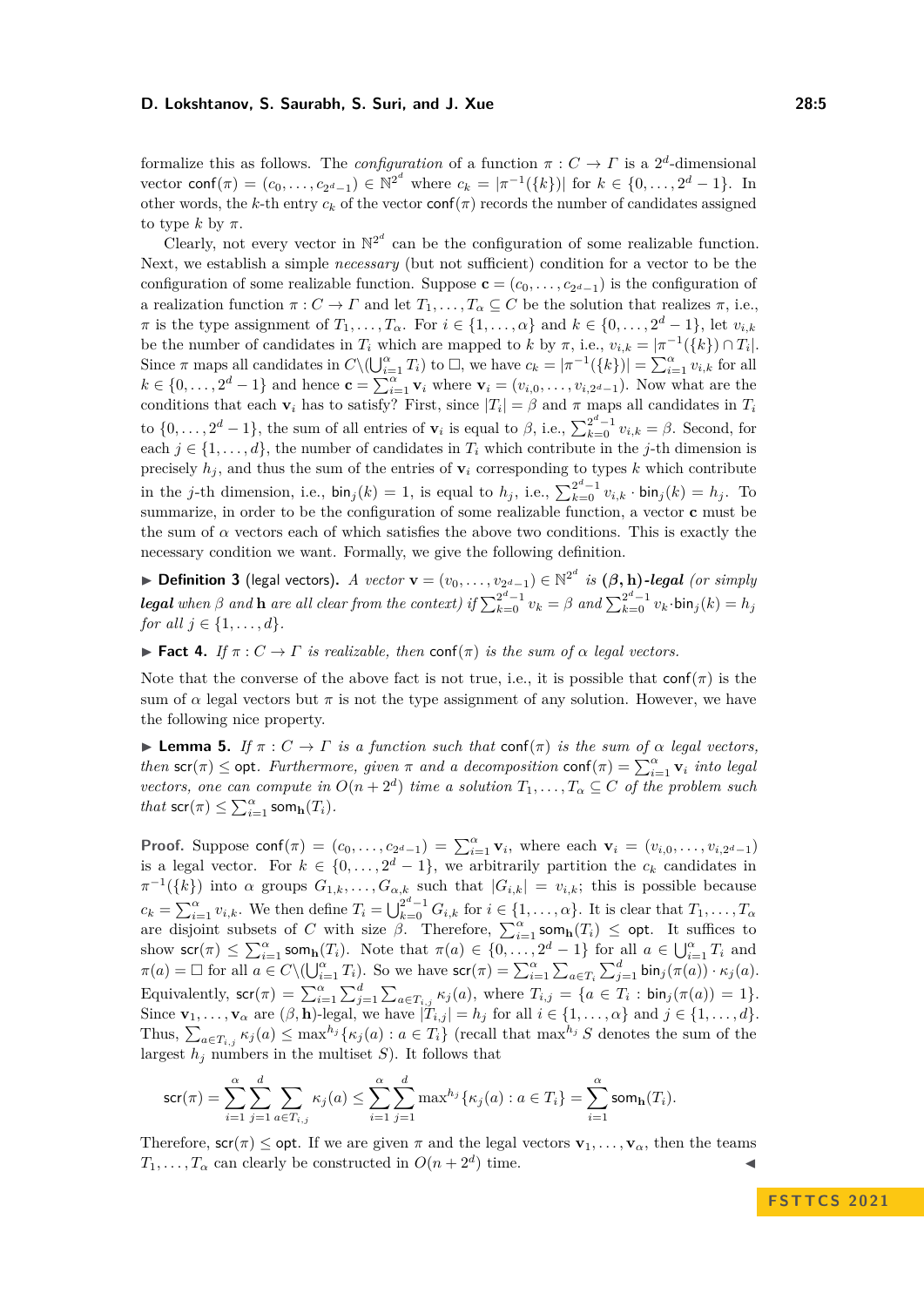formalize this as follows. The *configuration* of a function $\pi : C \to \Gamma$ is a $2^d$-dimensional vector $\mathsf{conf}(\pi) = (c_0, \dots, c_{2^d-1}) \in \mathbb{N}^{2^d}$ where $c_k = |\pi^{-1}(\{k\})|$ for $k \in \{0, \dots, 2^d - 1\}$. In other words, the $k$-th entry $c_k$ of the vector $\mathsf{conf}(\pi)$ records the number of candidates assigned to type $k$ by $\pi$.

Clearly, not every vector in $\mathbb{N}^{2^d}$ can be the configuration of some realizable function. Next, we establish a simple *necessary* (but not sufficient) condition for a vector to be the configuration of some realizable function. Suppose $\mathbf{c} = (c_0, \dots, c_{2^d-1})$ is the configuration of a realization function $\pi : C \to \Gamma$ and let $T_1, \dots, T_\alpha \subseteq C$ be the solution that realizes $\pi$, i.e., $\pi$ is the type assignment of $T_1, \dots, T_\alpha$. For $i \in \{1, \dots, \alpha\}$ and $k \in \{0, \dots, 2^d - 1\}$, let $v_{i,k}$ be the number of candidates in $T_i$ which are mapped to $k$ by $\pi$, i.e., $v_{i,k} = |\pi^{-1}(\{k\}) \cap T_i|$. Since $\pi$ maps all candidates in $C \backslash (\bigcup_{i=1}^{\alpha} T_i)$ to $\square$, we have $c_k = |\pi^{-1}(\{k\})| = \sum_{i=1}^{\alpha} v_{i,k}$ for all $k \in \{0, \dots, 2^d - 1\}$ and hence $\mathbf{c} = \sum_{i=1}^{\alpha} \mathbf{v}_i$ where $\mathbf{v}_i = (v_{i,0}, \dots, v_{i,2^d-1})$. Now what are the conditions that each $\mathbf{v}_i$ has to satisfy? First, since $|T_i| = \beta$ and $\pi$ maps all candidates in $T_i$ to $\{0, \dots, 2^d - 1\}$, the sum of all entries of $\mathbf{v}_i$ is equal to $\beta$, i.e., $\sum_{k=0}^{2^d-1} v_{i,k} = \beta$. Second, for each $j \in \{1, \dots, d\}$, the number of candidates in $T_i$ which contribute in the $j$-th dimension is precisely $h_j$, and thus the sum of the entries of $\mathbf{v}_i$ corresponding to types $k$ which contribute in the $j$-th dimension, i.e., $\mathsf{bin}_j(k) = 1$, is equal to $h_j$, i.e., $\sum_{k=0}^{2^d-1} v_{i,k} \cdot \mathsf{bin}_j(k) = h_j$. To summarize, in order to be the configuration of some realizable function, a vector $\mathbf{c}$ must be the sum of $\alpha$ vectors each of which satisfies the above two conditions. This is exactly the necessary condition we want. Formally, we give the following definition.

▶ **Definition 3** (legal vectors). *A vector $\mathbf{v} = (v_0, \dots, v_{2^d-1}) \in \mathbb{N}^{2^d}$ is **$(\beta, \mathbf{h})$-legal** (or simply **legal** when $\beta$ and $\mathbf{h}$ are all clear from the context) if $\sum_{k=0}^{2^d-1} v_k = \beta$ and $\sum_{k=0}^{2^d-1} v_k \cdot \mathsf{bin}_j(k) = h_j$ for all $j \in \{1, \dots, d\}$.*

▶ **Fact 4.** *If $\pi : C \to \Gamma$ is realizable, then $\mathsf{conf}(\pi)$ is the sum of $\alpha$ legal vectors.*

Note that the converse of the above fact is not true, i.e., it is possible that $\mathsf{conf}(\pi)$ is the sum of $\alpha$ legal vectors but $\pi$ is not the type assignment of any solution. However, we have the following nice property.

▶ **Lemma 5.** *If $\pi : C \to \Gamma$ is a function such that $\mathsf{conf}(\pi)$ is the sum of $\alpha$ legal vectors, then $\mathsf{scr}(\pi) \leq \mathsf{opt}$. Furthermore, given $\pi$ and a decomposition $\mathsf{conf}(\pi) = \sum_{i=1}^{\alpha} \mathbf{v}_i$ into legal vectors, one can compute in $O(n + 2^d)$ time a solution $T_1, \dots, T_\alpha \subseteq C$ of the problem such that $\mathsf{scr}(\pi) \leq \sum_{i=1}^{\alpha} \mathsf{som}_{\mathbf{h}}(T_i)$.*

**Proof.** Suppose $\mathsf{conf}(\pi) = (c_0, \dots, c_{2^d-1}) = \sum_{i=1}^{\alpha} \mathbf{v}_i$, where each $\mathbf{v}_i = (v_{i,0}, \dots, v_{i,2^d-1})$ is a legal vector. For $k \in \{0, \dots, 2^d - 1\}$, we arbitrarily partition the $c_k$ candidates in $\pi^{-1}(\{k\})$ into $\alpha$ groups $G_{1,k}, \dots, G_{\alpha,k}$ such that $|G_{i,k}| = v_{i,k}$; this is possible because $c_k = \sum_{i=1}^{\alpha} v_{i,k}$. We then define $T_i = \bigcup_{k=0}^{2^d-1} G_{i,k}$ for $i \in \{1, \dots, \alpha\}$. It is clear that $T_1, \dots, T_\alpha$ are disjoint subsets of $C$ with size $\beta$. Therefore, $\sum_{i=1}^{\alpha} \mathsf{som}_{\mathbf{h}}(T_i) \leq \mathsf{opt}$. It suffices to show $\mathsf{scr}(\pi) \leq \sum_{i=1}^{\alpha} \mathsf{som}_{\mathbf{h}}(T_i)$. Note that $\pi(a) \in \{0, \dots, 2^d - 1\}$ for all $a \in \bigcup_{i=1}^{\alpha} T_i$ and $\pi(a) = \square$ for all $a \in C \backslash (\bigcup_{i=1}^{\alpha} T_i)$. So we have $\mathsf{scr}(\pi) = \sum_{i=1}^{\alpha} \sum_{a \in T_i} \sum_{j=1}^{d} \mathsf{bin}_j(\pi(a)) \cdot \kappa_j(a)$. Equivalently, $\mathsf{scr}(\pi) = \sum_{i=1}^{\alpha} \sum_{j=1}^{d} \sum_{a \in T_{i,j}} \kappa_j(a)$, where $T_{i,j} = \{a \in T_i : \mathsf{bin}_j(\pi(a)) = 1\}$. Since $\mathbf{v}_1, \dots, \mathbf{v}_\alpha$ are $(\beta, \mathbf{h})$-legal, we have $|T_{i,j}| = h_j$ for all $i \in \{1, \dots, \alpha\}$ and $j \in \{1, \dots, d\}$. Thus, $\sum_{a \in T_{i,j}} \kappa_j(a) \leq \max^{h_j}\{\kappa_j(a) : a \in T_i\}$ (recall that $\max^{h_j} S$ denotes the sum of the largest $h_j$ numbers in the multiset $S$). It follows that

$$\mathsf{scr}(\pi) = \sum_{i=1}^{\alpha} \sum_{j=1}^{d} \sum_{a \in T_{i,j}} \kappa_j(a) \leq \sum_{i=1}^{\alpha} \sum_{j=1}^{d} \max^{h_j}\{\kappa_j(a) : a \in T_i\} = \sum_{i=1}^{\alpha} \mathsf{som}_{\mathbf{h}}(T_i).$$

Therefore, $\mathsf{scr}(\pi) \leq \mathsf{opt}$. If we are given $\pi$ and the legal vectors $\mathbf{v}_1, \dots, \mathbf{v}_\alpha$, then the teams $T_1, \dots, T_\alpha$ can clearly be constructed in $O(n + 2^d)$ time. ◀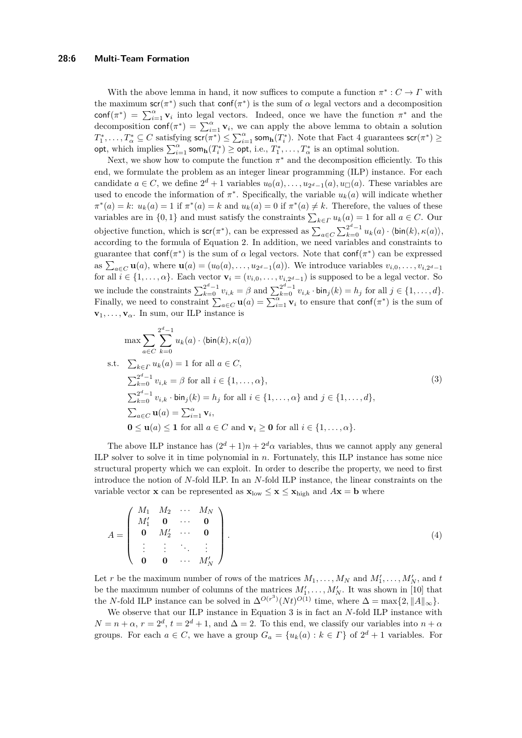With the above lemma in hand, it now suffices to compute a function $\pi^* : C \to \Gamma$ with the maximum $\mathsf{scr}(\pi^*)$ such that $\mathsf{conf}(\pi^*)$ is the sum of $\alpha$ legal vectors and a decomposition $\mathsf{conf}(\pi^*) = \sum_{i=1}^{\alpha} \mathbf{v}_i$ into legal vectors. Indeed, once we have the function $\pi^*$ and the decomposition $\mathsf{conf}(\pi^*) = \sum_{i=1}^{\alpha} \mathbf{v}_i$, we can apply the above lemma to obtain a solution $T_1^*, \ldots, T_\alpha^* \subseteq C$ satisfying $\mathsf{scr}(\pi^*) \leq \sum_{i=1}^{\alpha} \mathsf{som}_{\mathbf{h}}(T_i^*)$. Note that Fact 4 guarantees $\mathsf{scr}(\pi^*) \geq \mathsf{opt}$, which implies $\sum_{i=1}^{\alpha} \mathsf{som}_{\mathbf{h}}(T_i^*) \geq \mathsf{opt}$, i.e., $T_1^*, \ldots, T_\alpha^*$ is an optimal solution.

Next, we show how to compute the function $\pi^*$ and the decomposition efficiently. To this end, we formulate the problem as an integer linear programming (ILP) instance. For each candidate $a \in C$, we define $2^d + 1$ variables $u_0(a), \ldots, u_{2^d-1}(a), u_\square(a)$. These variables are used to encode the information of $\pi^*$. Specifically, the variable $u_k(a)$ will indicate whether $\pi^*(a) = k$: $u_k(a) = 1$ if $\pi^*(a) = k$ and $u_k(a) = 0$ if $\pi^*(a) \neq k$. Therefore, the values of these variables are in $\{0, 1\}$ and must satisfy the constraints $\sum_{k \in \Gamma} u_k(a) = 1$ for all $a \in C$. Our objective function, which is $\mathsf{scr}(\pi^*)$, can be expressed as $\sum_{a \in C} \sum_{k=0}^{2^d-1} u_k(a) \cdot \langle \mathsf{bin}(k), \kappa(a) \rangle$, according to the formula of Equation 2. In addition, we need variables and constraints to guarantee that $\mathsf{conf}(\pi^*)$ is the sum of $\alpha$ legal vectors. Note that $\mathsf{conf}(\pi^*)$ can be expressed as $\sum_{a \in C} \mathbf{u}(a)$, where $\mathbf{u}(a) = (u_0(a), \ldots, u_{2^d-1}(a))$. We introduce variables $v_{i,0}, \ldots, v_{i,2^d-1}$ for all $i \in \{1, \ldots, \alpha\}$. Each vector $\mathbf{v}_i = (v_{i,0}, \ldots, v_{i,2^d-1})$ is supposed to be a legal vector. So we include the constraints $\sum_{k=0}^{2^d-1} v_{i,k} = \beta$ and $\sum_{k=0}^{2^d-1} v_{i,k} \cdot \mathsf{bin}_j(k) = h_j$ for all $j \in \{1, \ldots, d\}$. Finally, we need to constraint $\sum_{a \in C} \mathbf{u}(a) = \sum_{i=1}^{\alpha} \mathbf{v}_i$ to ensure that $\mathsf{conf}(\pi^*)$ is the sum of $\mathbf{v}_1, \ldots, \mathbf{v}_\alpha$. In sum, our ILP instance is

$$
\begin{aligned}
&\max \sum_{a \in C} \sum_{k=0}^{2^d-1} u_k(a) \cdot \langle \mathsf{bin}(k), \kappa(a) \rangle \\
&\text{s.t.} \quad \textstyle\sum_{k \in \Gamma} u_k(a) = 1 \text{ for all } a \in C, \\
&\qquad \textstyle\sum_{k=0}^{2^d-1} v_{i,k} = \beta \text{ for all } i \in \{1, \ldots, \alpha\}, \\
&\qquad \textstyle\sum_{k=0}^{2^d-1} v_{i,k} \cdot \mathsf{bin}_j(k) = h_j \text{ for all } i \in \{1, \ldots, \alpha\} \text{ and } j \in \{1, \ldots, d\}, \\
&\qquad \textstyle\sum_{a \in C} \mathbf{u}(a) = \sum_{i=1}^{\alpha} \mathbf{v}_i, \\
&\qquad \mathbf{0} \leq \mathbf{u}(a) \leq \mathbf{1} \text{ for all } a \in C \text{ and } \mathbf{v}_i \geq \mathbf{0} \text{ for all } i \in \{1, \ldots, \alpha\}.
\end{aligned}
\tag{3}
$$

The above ILP instance has $(2^d + 1)n + 2^d \alpha$ variables, thus we cannot apply any general ILP solver to solve it in time polynomial in $n$. Fortunately, this ILP instance has some nice structural property which we can exploit. In order to describe the property, we need to first introduce the notion of $N$-fold ILP. In an $N$-fold ILP instance, the linear constraints on the variable vector $\mathbf{x}$ can be represented as $\mathbf{x}_{\text{low}} \leq \mathbf{x} \leq \mathbf{x}_{\text{high}}$ and $A\mathbf{x} = \mathbf{b}$ where

$$
A = \begin{pmatrix}
M_1 & M_2 & \cdots & M_N \\
M_1' & \mathbf{0} & \cdots & \mathbf{0} \\
\mathbf{0} & M_2' & \cdots & \mathbf{0} \\
\vdots & \vdots & \ddots & \vdots \\
\mathbf{0} & \mathbf{0} & \cdots & M_N'
\end{pmatrix}.
\tag{4}
$$

Let $r$ be the maximum number of rows of the matrices $M_1, \ldots, M_N$ and $M_1', \ldots, M_N'$, and $t$ be the maximum number of columns of the matrices $M_1', \ldots, M_N'$. It was shown in [10] that the $N$-fold ILP instance can be solved in $\Delta^{O(r^3)}(Nt)^{O(1)}$ time, where $\Delta = \max\{2, \|A\|_\infty\}$.

We observe that our ILP instance in Equation 3 is in fact an $N$-fold ILP instance with $N = n + \alpha$, $r = 2^d$, $t = 2^d + 1$, and $\Delta = 2$. To this end, we classify our variables into $n + \alpha$ groups. For each $a \in C$, we have a group $G_a = \{u_k(a) : k \in \Gamma\}$ of $2^d + 1$ variables. For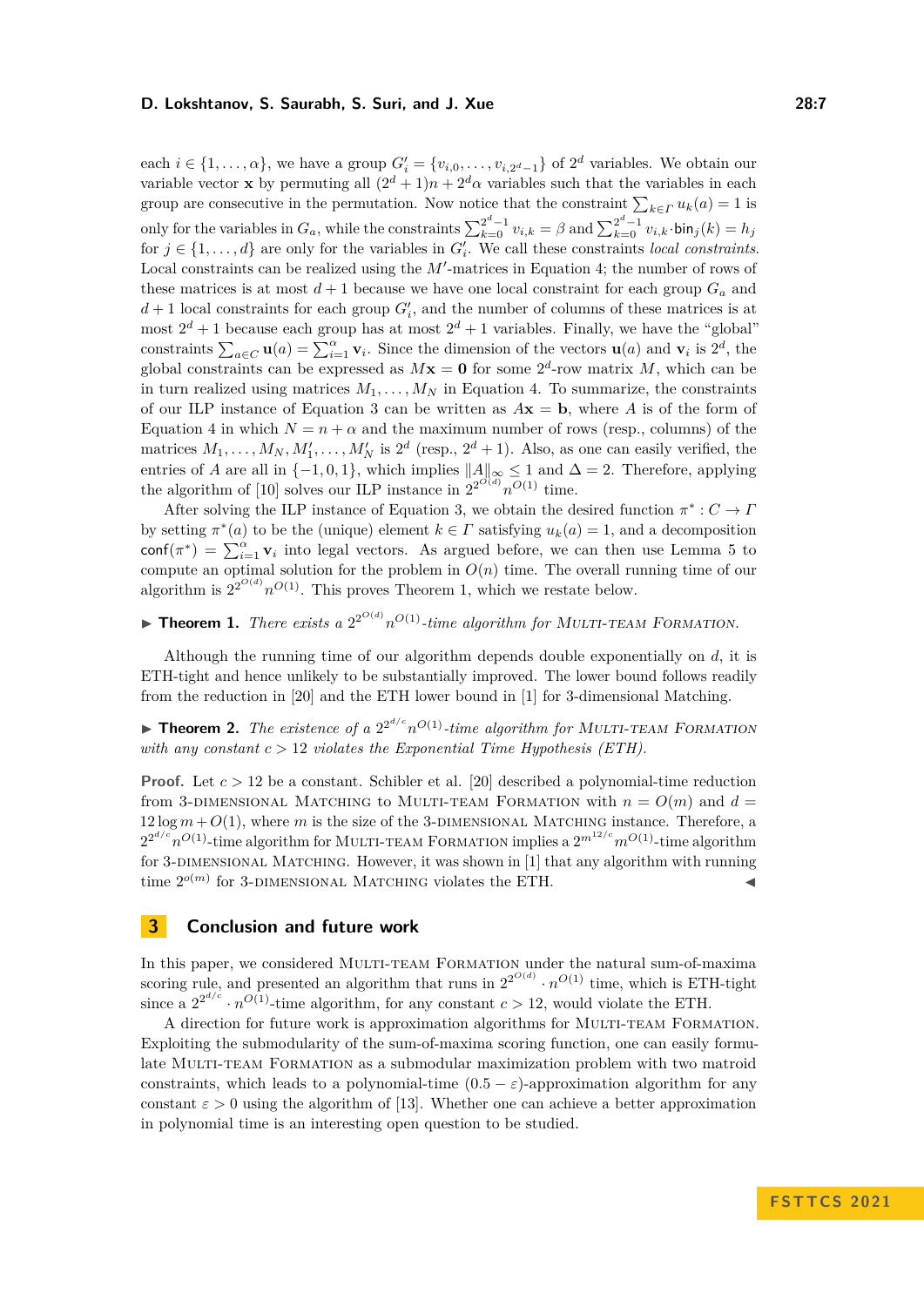each $i \in \{1, \dots, \alpha\}$, we have a group $G'_i = \{v_{i,0}, \dots, v_{i,2^d-1}\}$ of $2^d$ variables. We obtain our variable vector $\mathbf{x}$ by permuting all $(2^d + 1)n + 2^d\alpha$ variables such that the variables in each group are consecutive in the permutation. Now notice that the constraint $\sum_{k \in \Gamma} u_k(a) = 1$ is only for the variables in $G_a$, while the constraints $\sum_{k=0}^{2^d-1} v_{i,k} = \beta$ and $\sum_{k=0}^{2^d-1} v_{i,k} \cdot \mathsf{bin}_j(k) = h_j$ for $j \in \{1, \dots, d\}$ are only for the variables in $G'_i$. We call these constraints *local constraints*. Local constraints can be realized using the $M'$-matrices in Equation 4; the number of rows of these matrices is at most $d + 1$ because we have one local constraint for each group $G_a$ and $d + 1$ local constraints for each group $G'_i$, and the number of columns of these matrices is at most $2^d + 1$ because each group has at most $2^d + 1$ variables. Finally, we have the "global" constraints $\sum_{a \in C} \mathbf{u}(a) = \sum_{i=1}^{\alpha} \mathbf{v}_i$. Since the dimension of the vectors $\mathbf{u}(a)$ and $\mathbf{v}_i$ is $2^d$, the global constraints can be expressed as $M\mathbf{x} = \mathbf{0}$ for some $2^d$-row matrix $M$, which can be in turn realized using matrices $M_1, \dots, M_N$ in Equation 4. To summarize, the constraints of our ILP instance of Equation 3 can be written as $A\mathbf{x} = \mathbf{b}$, where $A$ is of the form of Equation 4 in which $N = n + \alpha$ and the maximum number of rows (resp., columns) of the matrices $M_1, \dots, M_N, M'_1, \dots, M'_N$ is $2^d$ (resp., $2^d + 1$). Also, as one can easily verified, the entries of $A$ are all in $\{-1, 0, 1\}$, which implies $\|A\|_\infty \leq 1$ and $\Delta = 2$. Therefore, applying the algorithm of [10] solves our ILP instance in $2^{2^{O(d)}} n^{O(1)}$ time.

After solving the ILP instance of Equation 3, we obtain the desired function $\pi^* : C \to \Gamma$ by setting $\pi^*(a)$ to be the (unique) element $k \in \Gamma$ satisfying $u_k(a) = 1$, and a decomposition $\mathsf{conf}(\pi^*) = \sum_{i=1}^{\alpha} \mathbf{v}_i$ into legal vectors. As argued before, we can then use Lemma 5 to compute an optimal solution for the problem in $O(n)$ time. The overall running time of our algorithm is $2^{2^{O(d)}} n^{O(1)}$. This proves Theorem 1, which we restate below.

▶ **Theorem 1.** *There exists a $2^{2^{O(d)}} n^{O(1)}$-time algorithm for* Multi-team Formation*.*

Although the running time of our algorithm depends double exponentially on $d$, it is ETH-tight and hence unlikely to be substantially improved. The lower bound follows readily from the reduction in [20] and the ETH lower bound in [1] for 3-dimensional Matching.

▶ **Theorem 2.** *The existence of a $2^{2^{d/c}} n^{O(1)}$-time algorithm for* Multi-team Formation *with any constant $c > 12$ violates the Exponential Time Hypothesis (ETH).*

**Proof.** Let $c > 12$ be a constant. Schibler et al. [20] described a polynomial-time reduction from 3-dimensional Matching to Multi-team Formation with $n = O(m)$ and $d = 12 \log m + O(1)$, where $m$ is the size of the 3-dimensional Matching instance. Therefore, a $2^{2^{d/c}} n^{O(1)}$-time algorithm for Multi-team Formation implies a $2^{m^{12/c}} m^{O(1)}$-time algorithm for 3-dimensional Matching. However, it was shown in [1] that any algorithm with running time $2^{o(m)}$ for 3-dimensional Matching violates the ETH. ◀

## 3 Conclusion and future work

In this paper, we considered Multi-team Formation under the natural sum-of-maxima scoring rule, and presented an algorithm that runs in $2^{2^{O(d)}} \cdot n^{O(1)}$ time, which is ETH-tight since a $2^{2^{d/c}} \cdot n^{O(1)}$-time algorithm, for any constant $c > 12$, would violate the ETH.

A direction for future work is approximation algorithms for Multi-team Formation. Exploiting the submodularity of the sum-of-maxima scoring function, one can easily formulate Multi-team Formation as a submodular maximization problem with two matroid constraints, which leads to a polynomial-time $(0.5 - \varepsilon)$-approximation algorithm for any constant $\varepsilon > 0$ using the algorithm of [13]. Whether one can achieve a better approximation in polynomial time is an interesting open question to be studied.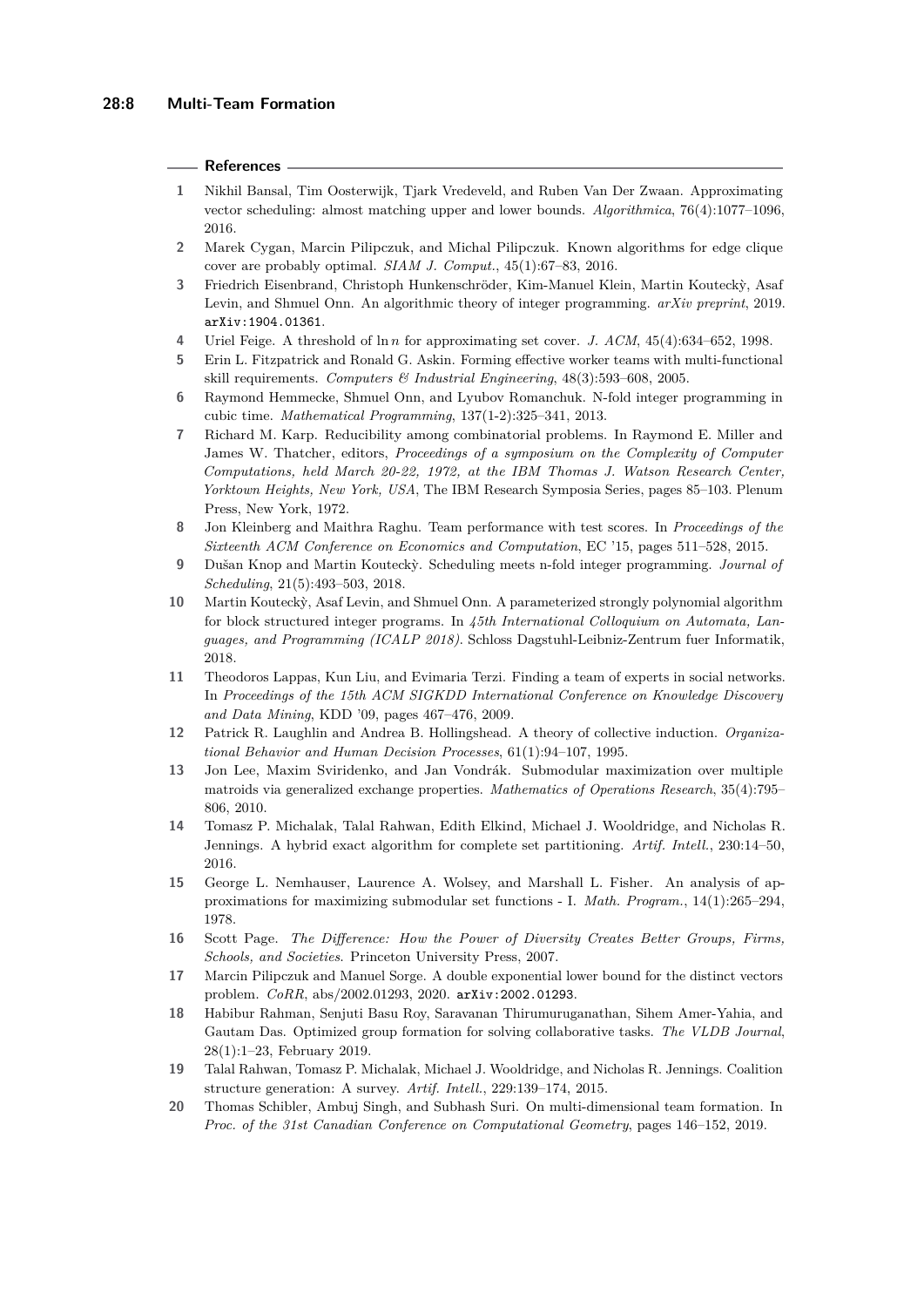## References

1. Nikhil Bansal, Tim Oosterwijk, Tjark Vredeveld, and Ruben Van Der Zwaan. Approximating vector scheduling: almost matching upper and lower bounds. *Algorithmica*, 76(4):1077–1096, 2016.
2. Marek Cygan, Marcin Pilipczuk, and Michal Pilipczuk. Known algorithms for edge clique cover are probably optimal. *SIAM J. Comput.*, 45(1):67–83, 2016.
3. Friedrich Eisenbrand, Christoph Hunkenschröder, Kim-Manuel Klein, Martin Koutecký, Asaf Levin, and Shmuel Onn. An algorithmic theory of integer programming. *arXiv preprint*, 2019. arXiv:1904.01361.
4. Uriel Feige. A threshold of $\ln n$ for approximating set cover. *J. ACM*, 45(4):634–652, 1998.
5. Erin L. Fitzpatrick and Ronald G. Askin. Forming effective worker teams with multi-functional skill requirements. *Computers & Industrial Engineering*, 48(3):593–608, 2005.
6. Raymond Hemmecke, Shmuel Onn, and Lyubov Romanchuk. N-fold integer programming in cubic time. *Mathematical Programming*, 137(1-2):325–341, 2013.
7. Richard M. Karp. Reducibility among combinatorial problems. In Raymond E. Miller and James W. Thatcher, editors, *Proceedings of a symposium on the Complexity of Computer Computations, held March 20-22, 1972, at the IBM Thomas J. Watson Research Center, Yorktown Heights, New York, USA*, The IBM Research Symposia Series, pages 85–103. Plenum Press, New York, 1972.
8. Jon Kleinberg and Maithra Raghu. Team performance with test scores. In *Proceedings of the Sixteenth ACM Conference on Economics and Computation*, EC '15, pages 511–528, 2015.
9. Dušan Knop and Martin Koutecký. Scheduling meets n-fold integer programming. *Journal of Scheduling*, 21(5):493–503, 2018.
10. Martin Koutecký, Asaf Levin, and Shmuel Onn. A parameterized strongly polynomial algorithm for block structured integer programs. In *45th International Colloquium on Automata, Languages, and Programming (ICALP 2018)*. Schloss Dagstuhl-Leibniz-Zentrum fuer Informatik, 2018.
11. Theodoros Lappas, Kun Liu, and Evimaria Terzi. Finding a team of experts in social networks. In *Proceedings of the 15th ACM SIGKDD International Conference on Knowledge Discovery and Data Mining*, KDD '09, pages 467–476, 2009.
12. Patrick R. Laughlin and Andrea B. Hollingshead. A theory of collective induction. *Organizational Behavior and Human Decision Processes*, 61(1):94–107, 1995.
13. Jon Lee, Maxim Sviridenko, and Jan Vondrák. Submodular maximization over multiple matroids via generalized exchange properties. *Mathematics of Operations Research*, 35(4):795–806, 2010.
14. Tomasz P. Michalak, Talal Rahwan, Edith Elkind, Michael J. Wooldridge, and Nicholas R. Jennings. A hybrid exact algorithm for complete set partitioning. *Artif. Intell.*, 230:14–50, 2016.
15. George L. Nemhauser, Laurence A. Wolsey, and Marshall L. Fisher. An analysis of approximations for maximizing submodular set functions - I. *Math. Program.*, 14(1):265–294, 1978.
16. Scott Page. *The Difference: How the Power of Diversity Creates Better Groups, Firms, Schools, and Societies*. Princeton University Press, 2007.
17. Marcin Pilipczuk and Manuel Sorge. A double exponential lower bound for the distinct vectors problem. *CoRR*, abs/2002.01293, 2020. arXiv:2002.01293.
18. Habibur Rahman, Senjuti Basu Roy, Saravanan Thirumuruganathan, Sihem Amer-Yahia, and Gautam Das. Optimized group formation for solving collaborative tasks. *The VLDB Journal*, 28(1):1–23, February 2019.
19. Talal Rahwan, Tomasz P. Michalak, Michael J. Wooldridge, and Nicholas R. Jennings. Coalition structure generation: A survey. *Artif. Intell.*, 229:139–174, 2015.
20. Thomas Schibler, Ambuj Singh, and Subhash Suri. On multi-dimensional team formation. In *Proc. of the 31st Canadian Conference on Computational Geometry*, pages 146–152, 2019.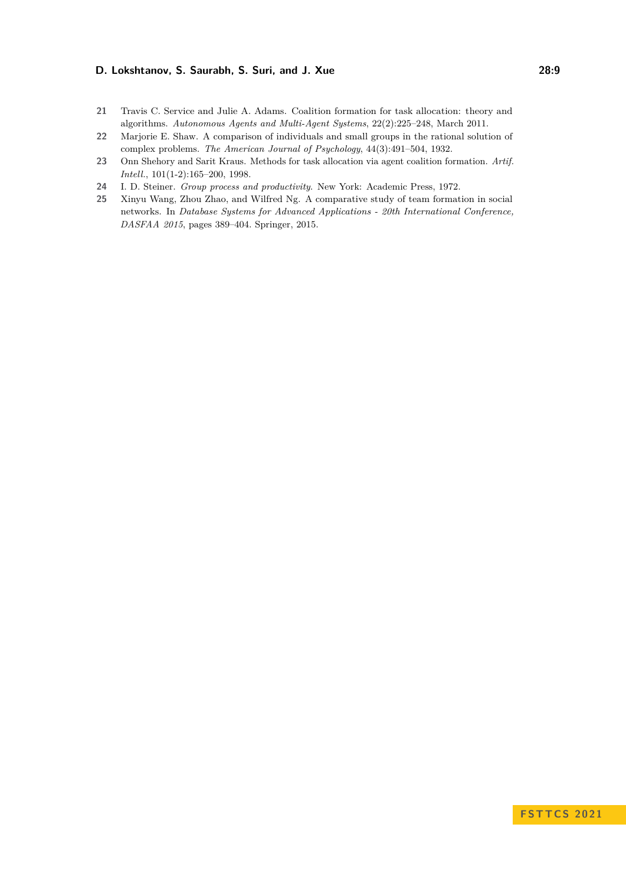21 Travis C. Service and Julie A. Adams. Coalition formation for task allocation: theory and algorithms. *Autonomous Agents and Multi-Agent Systems*, 22(2):225–248, March 2011.

22 Marjorie E. Shaw. A comparison of individuals and small groups in the rational solution of complex problems. *The American Journal of Psychology*, 44(3):491–504, 1932.

23 Onn Shehory and Sarit Kraus. Methods for task allocation via agent coalition formation. *Artif. Intell.*, 101(1-2):165–200, 1998.

24 I. D. Steiner. *Group process and productivity*. New York: Academic Press, 1972.

25 Xinyu Wang, Zhou Zhao, and Wilfred Ng. A comparative study of team formation in social networks. In *Database Systems for Advanced Applications - 20th International Conference, DASFAA 2015*, pages 389–404. Springer, 2015.